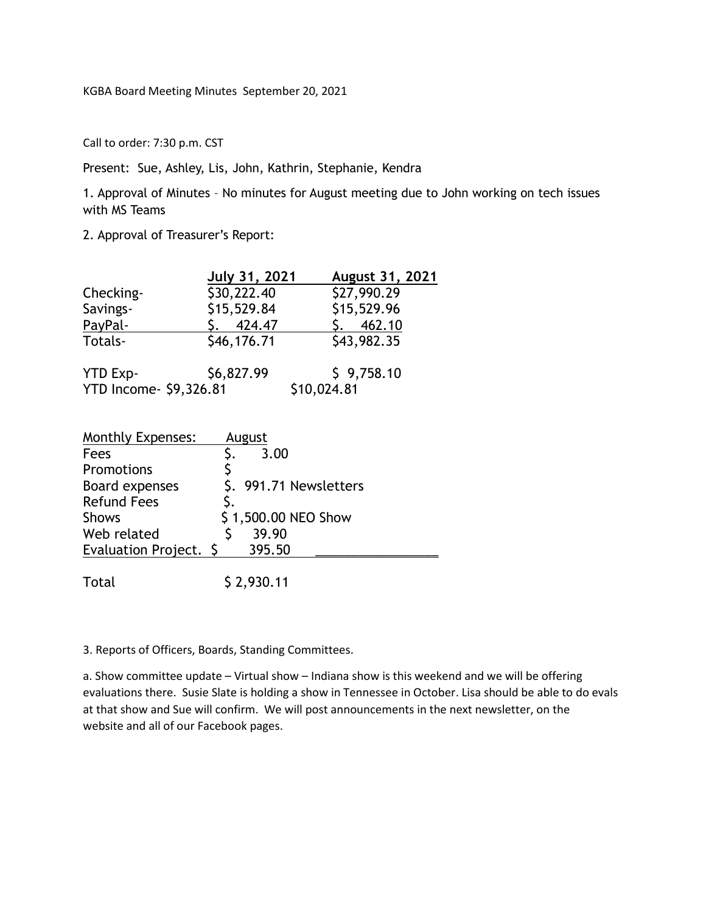KGBA Board Meeting Minutes September 20, 2021

Call to order: 7:30 p.m. CST

Present: Sue, Ashley, Lis, John, Kathrin, Stephanie, Kendra

1. Approval of Minutes – No minutes for August meeting due to John working on tech issues with MS Teams

2. Approval of Treasurer's Report:

| | July 31, 2021 | August 31, 2021 |
|---|---|---|
| Checking- | $30,222.40 | $27,990.29 |
| Savings- | $15,529.84 | $15,529.96 |
| PayPal- | $. 424.47 | $. 462.10 |
| Totals- | $46,176.71 | $43,982.35 |
| | | |
| YTD Exp- | $6,827.99 | $ 9,758.10 |
| YTD Income- | $9,326.81 | $10,024.81 |

| Monthly Expenses: | August |
|---|---|
| Fees | $. 3.00 |
| Promotions | $ |
| Board expenses | $. 991.71 Newsletters |
| Refund Fees | $. |
| Shows | $ 1,500.00 NEO Show |
| Web related | $ 39.90 |
| Evaluation Project. | $ 395.50 |
| | |
| Total | $ 2,930.11 |

3. Reports of Officers, Boards, Standing Committees.

a. Show committee update – Virtual show – Indiana show is this weekend and we will be offering evaluations there. Susie Slate is holding a show in Tennessee in October. Lisa should be able to do evals at that show and Sue will confirm. We will post announcements in the next newsletter, on the website and all of our Facebook pages.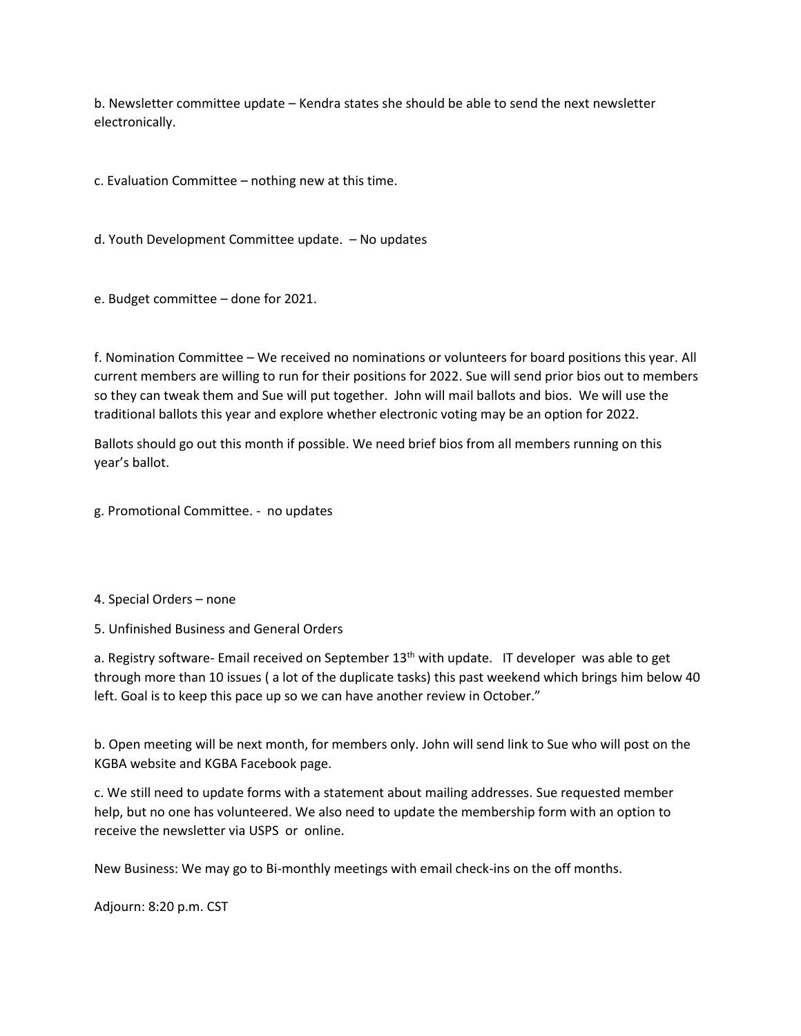b. Newsletter committee update – Kendra states she should be able to send the next newsletter electronically.

c. Evaluation Committee – nothing new at this time.

d. Youth Development Committee update. – No updates

e. Budget committee – done for 2021.

f. Nomination Committee – We received no nominations or volunteers for board positions this year. All current members are willing to run for their positions for 2022. Sue will send prior bios out to members so they can tweak them and Sue will put together. John will mail ballots and bios. We will use the traditional ballots this year and explore whether electronic voting may be an option for 2022.

Ballots should go out this month if possible. We need brief bios from all members running on this year's ballot.

g. Promotional Committee. - no updates

4. Special Orders – none

5. Unfinished Business and General Orders

a. Registry software- Email received on September 13th with update. IT developer was able to get through more than 10 issues ( a lot of the duplicate tasks) this past weekend which brings him below 40 left. Goal is to keep this pace up so we can have another review in October."

b. Open meeting will be next month, for members only. John will send link to Sue who will post on the KGBA website and KGBA Facebook page.

c. We still need to update forms with a statement about mailing addresses. Sue requested member help, but no one has volunteered. We also need to update the membership form with an option to receive the newsletter via USPS or online.

New Business: We may go to Bi-monthly meetings with email check-ins on the off months.

Adjourn: 8:20 p.m. CST